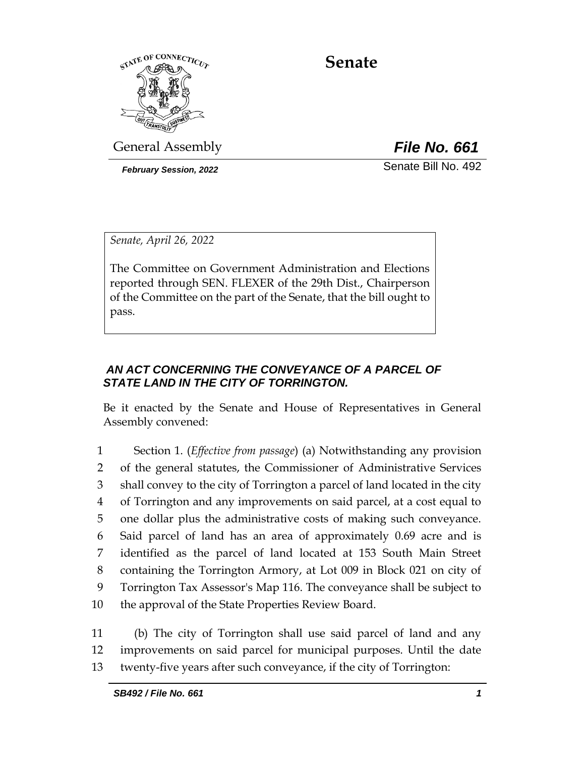# Senate

General Assembly

***File No. 661***

***February Session, 2022***

Senate Bill No. 492

*Senate, April 26, 2022*

The Committee on Government Administration and Elections reported through SEN. FLEXER of the 29th Dist., Chairperson of the Committee on the part of the Senate, that the bill ought to pass.

***AN ACT CONCERNING THE CONVEYANCE OF A PARCEL OF STATE LAND IN THE CITY OF TORRINGTON.***

Be it enacted by the Senate and House of Representatives in General Assembly convened:

1 Section 1. (*Effective from passage*) (a) Notwithstanding any provision
2 of the general statutes, the Commissioner of Administrative Services
3 shall convey to the city of Torrington a parcel of land located in the city
4 of Torrington and any improvements on said parcel, at a cost equal to
5 one dollar plus the administrative costs of making such conveyance.
6 Said parcel of land has an area of approximately 0.69 acre and is
7 identified as the parcel of land located at 153 South Main Street
8 containing the Torrington Armory, at Lot 009 in Block 021 on city of
9 Torrington Tax Assessor's Map 116. The conveyance shall be subject to
10 the approval of the State Properties Review Board.

11 (b) The city of Torrington shall use said parcel of land and any
12 improvements on said parcel for municipal purposes. Until the date
13 twenty-five years after such conveyance, if the city of Torrington: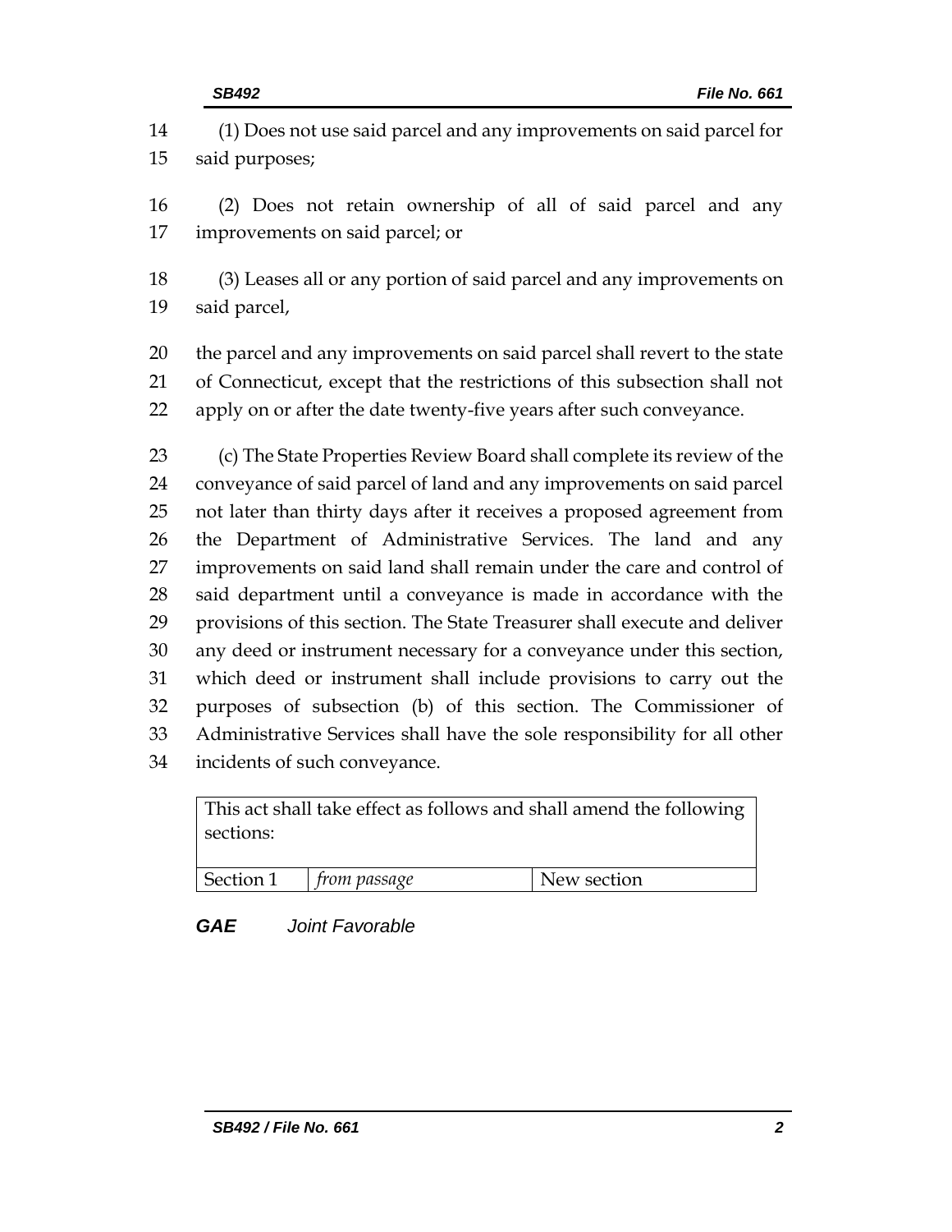(1) Does not use said parcel and any improvements on said parcel for said purposes;

(2) Does not retain ownership of all of said parcel and any improvements on said parcel; or

(3) Leases all or any portion of said parcel and any improvements on said parcel,

the parcel and any improvements on said parcel shall revert to the state of Connecticut, except that the restrictions of this subsection shall not apply on or after the date twenty-five years after such conveyance.

(c) The State Properties Review Board shall complete its review of the conveyance of said parcel of land and any improvements on said parcel not later than thirty days after it receives a proposed agreement from the Department of Administrative Services. The land and any improvements on said land shall remain under the care and control of said department until a conveyance is made in accordance with the provisions of this section. The State Treasurer shall execute and deliver any deed or instrument necessary for a conveyance under this section, which deed or instrument shall include provisions to carry out the purposes of subsection (b) of this section. The Commissioner of Administrative Services shall have the sole responsibility for all other incidents of such conveyance.

| This act shall take effect as follows and shall amend the following sections: | | |
|---|---|---|
| Section 1 | *from passage* | New section |

***GAE*** *Joint Favorable*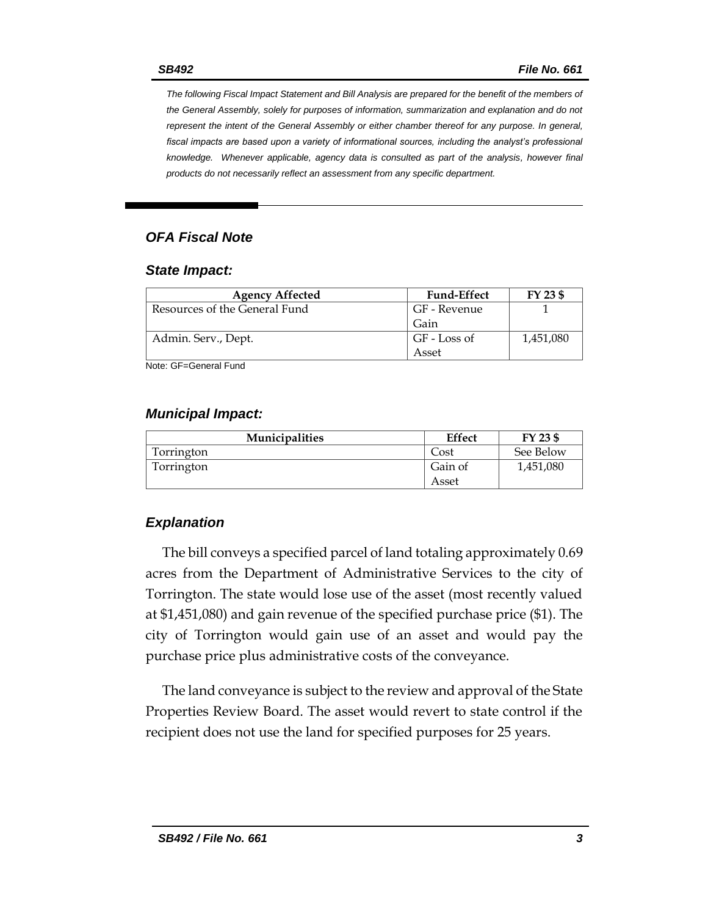*The following Fiscal Impact Statement and Bill Analysis are prepared for the benefit of the members of the General Assembly, solely for purposes of information, summarization and explanation and do not represent the intent of the General Assembly or either chamber thereof for any purpose. In general, fiscal impacts are based upon a variety of informational sources, including the analyst's professional knowledge. Whenever applicable, agency data is consulted as part of the analysis, however final products do not necessarily reflect an assessment from any specific department.*

## *OFA Fiscal Note*

### *State Impact:*

| Agency Affected | Fund-Effect | FY 23 $ |
|---|---|---|
| Resources of the General Fund | GF - Revenue Gain | 1 |
| Admin. Serv., Dept. | GF - Loss of Asset | 1,451,080 |

Note: GF=General Fund

### *Municipal Impact:*

| Municipalities | Effect | FY 23 $ |
|---|---|---|
| Torrington | Cost | See Below |
| Torrington | Gain of Asset | 1,451,080 |

### *Explanation*

The bill conveys a specified parcel of land totaling approximately 0.69 acres from the Department of Administrative Services to the city of Torrington. The state would lose use of the asset (most recently valued at $1,451,080) and gain revenue of the specified purchase price ($1). The city of Torrington would gain use of an asset and would pay the purchase price plus administrative costs of the conveyance.

The land conveyance is subject to the review and approval of the State Properties Review Board. The asset would revert to state control if the recipient does not use the land for specified purposes for 25 years.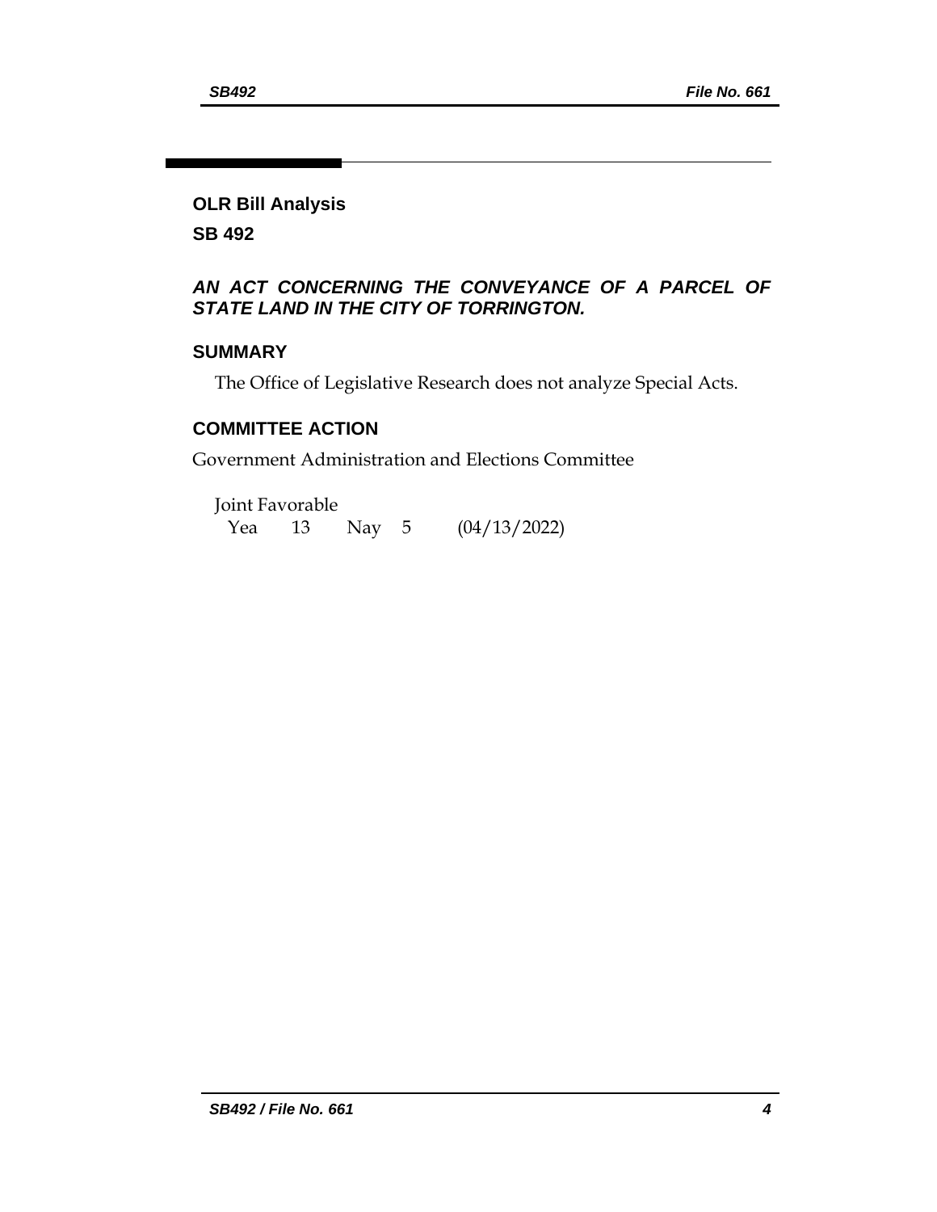## OLR Bill Analysis

## SB 492

### *AN ACT CONCERNING THE CONVEYANCE OF A PARCEL OF STATE LAND IN THE CITY OF TORRINGTON.*

### SUMMARY

The Office of Legislative Research does not analyze Special Acts.

### COMMITTEE ACTION

Government Administration and Elections Committee

| | | | | |
|---|---|---|---|---|
| Joint Favorable | | | | |
| Yea | 13 | Nay | 5 | (04/13/2022) |